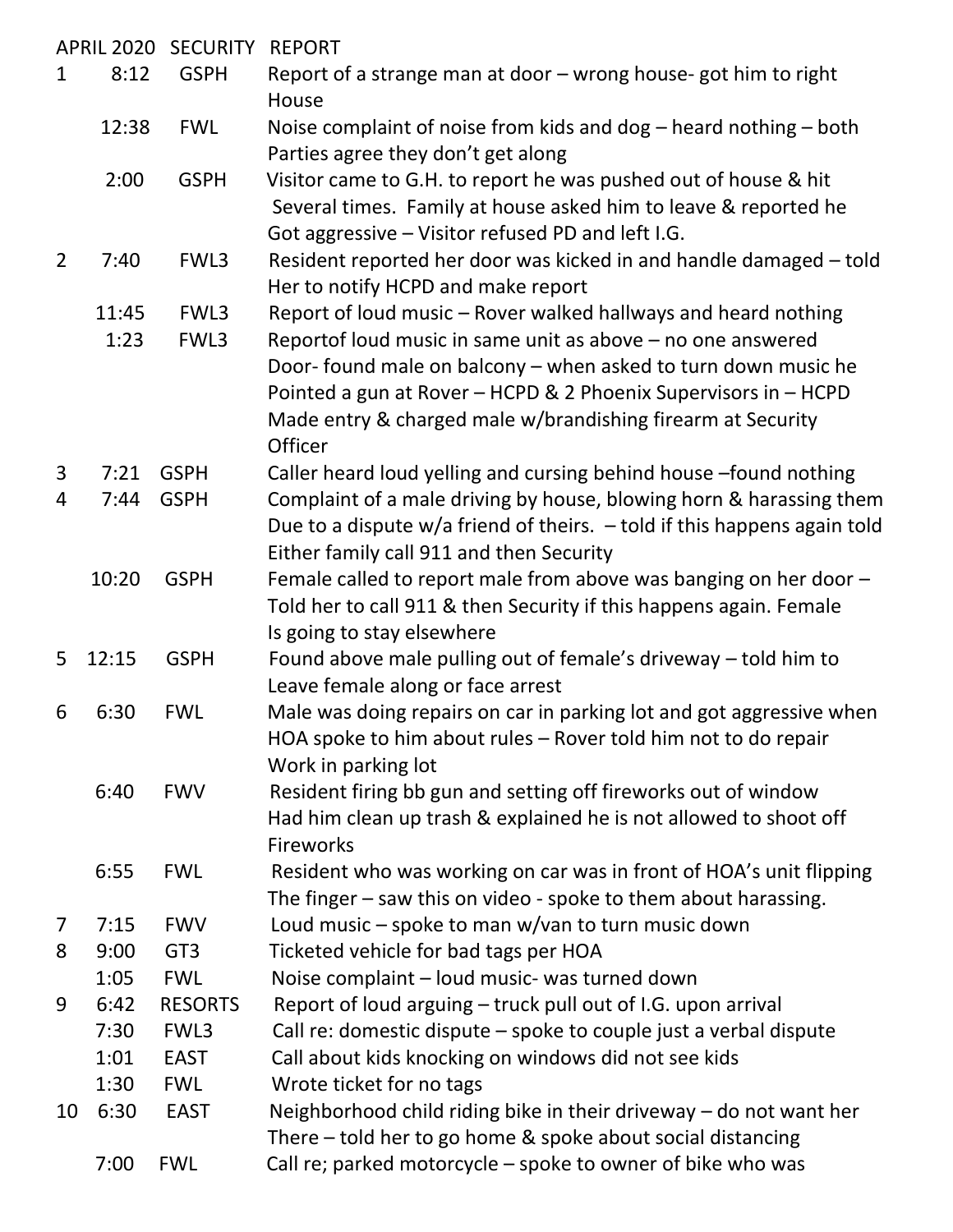# APRIL 2020 SECURITY REPORT

| Day | Time | Location | Report |
|---|---|---|---|
| 1 | 8:12 | GSPH | Report of a strange man at door – wrong house- got him to right House |
| | 12:38 | FWL | Noise complaint of noise from kids and dog – heard nothing – both Parties agree they don't get along |
| | 2:00 | GSPH | Visitor came to G.H. to report he was pushed out of house & hit Several times. Family at house asked him to leave & reported he Got aggressive – Visitor refused PD and left I.G. |
| 2 | 7:40 | FWL3 | Resident reported her door was kicked in and handle damaged – told Her to notify HCPD and make report |
| | 11:45 | FWL3 | Report of loud music – Rover walked hallways and heard nothing |
| | 1:23 | FWL3 | Reportof loud music in same unit as above – no one answered Door- found male on balcony – when asked to turn down music he Pointed a gun at Rover – HCPD & 2 Phoenix Supervisors in – HCPD Made entry & charged male w/brandishing firearm at Security Officer |
| 3 | 7:21 | GSPH | Caller heard loud yelling and cursing behind house –found nothing |
| 4 | 7:44 | GSPH | Complaint of a male driving by house, blowing horn & harassing them Due to a dispute w/a friend of theirs. – told if this happens again told Either family call 911 and then Security |
| | 10:20 | GSPH | Female called to report male from above was banging on her door – Told her to call 911 & then Security if this happens again. Female Is going to stay elsewhere |
| 5 | 12:15 | GSPH | Found above male pulling out of female's driveway – told him to Leave female along or face arrest |
| 6 | 6:30 | FWL | Male was doing repairs on car in parking lot and got aggressive when HOA spoke to him about rules – Rover told him not to do repair Work in parking lot |
| | 6:40 | FWV | Resident firing bb gun and setting off fireworks out of window Had him clean up trash & explained he is not allowed to shoot off Fireworks |
| | 6:55 | FWL | Resident who was working on car was in front of HOA's unit flipping The finger – saw this on video - spoke to them about harassing. |
| 7 | 7:15 | FWV | Loud music – spoke to man w/van to turn music down |
| 8 | 9:00 | GT3 | Ticketed vehicle for bad tags per HOA |
| | 1:05 | FWL | Noise complaint – loud music- was turned down |
| 9 | 6:42 | RESORTS | Report of loud arguing – truck pull out of I.G. upon arrival |
| | 7:30 | FWL3 | Call re: domestic dispute – spoke to couple just a verbal dispute |
| | 1:01 | EAST | Call about kids knocking on windows did not see kids |
| | 1:30 | FWL | Wrote ticket for no tags |
| 10 | 6:30 | EAST | Neighborhood child riding bike in their driveway – do not want her There – told her to go home & spoke about social distancing |
| | 7:00 | FWL | Call re; parked motorcycle – spoke to owner of bike who was |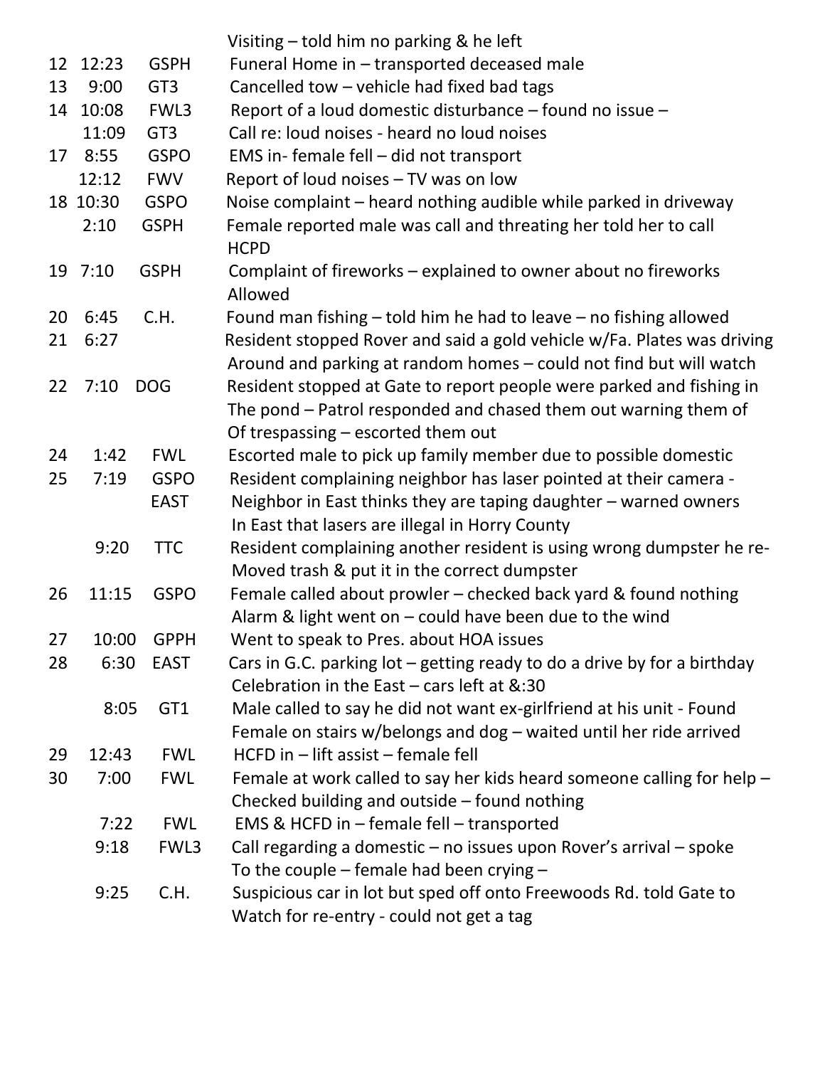| | | | |
|---|---|---|---|
| | | | Visiting – told him no parking & he left |
| 12 | 12:23 | GSPH | Funeral Home in – transported deceased male |
| 13 | 9:00 | GT3 | Cancelled tow – vehicle had fixed bad tags |
| 14 | 10:08 | FWL3 | Report of a loud domestic disturbance – found no issue – |
| | 11:09 | GT3 | Call re: loud noises - heard no loud noises |
| 17 | 8:55 | GSPO | EMS in- female fell – did not transport |
| | 12:12 | FWV | Report of loud noises – TV was on low |
| 18 | 10:30 | GSPO | Noise complaint – heard nothing audible while parked in driveway |
| | 2:10 | GSPH | Female reported male was call and threating her told her to call HCPD |
| 19 | 7:10 | GSPH | Complaint of fireworks – explained to owner about no fireworks Allowed |
| 20 | 6:45 | C.H. | Found man fishing – told him he had to leave – no fishing allowed |
| 21 | 6:27 | | Resident stopped Rover and said a gold vehicle w/Fa. Plates was driving Around and parking at random homes – could not find but will watch |
| 22 | 7:10 | DOG | Resident stopped at Gate to report people were parked and fishing in The pond – Patrol responded and chased them out warning them of Of trespassing – escorted them out |
| 24 | 1:42 | FWL | Escorted male to pick up family member due to possible domestic |
| 25 | 7:19 | GSPO EAST | Resident complaining neighbor has laser pointed at their camera - Neighbor in East thinks they are taping daughter – warned owners In East that lasers are illegal in Horry County |
| | 9:20 | TTC | Resident complaining another resident is using wrong dumpster he re-Moved trash & put it in the correct dumpster |
| 26 | 11:15 | GSPO | Female called about prowler – checked back yard & found nothing Alarm & light went on – could have been due to the wind |
| 27 | 10:00 | GPPH | Went to speak to Pres. about HOA issues |
| 28 | 6:30 | EAST | Cars in G.C. parking lot – getting ready to do a drive by for a birthday Celebration in the East – cars left at &:30 |
| | 8:05 | GT1 | Male called to say he did not want ex-girlfriend at his unit - Found Female on stairs w/belongs and dog – waited until her ride arrived |
| 29 | 12:43 | FWL | HCFD in – lift assist – female fell |
| 30 | 7:00 | FWL | Female at work called to say her kids heard someone calling for help – Checked building and outside – found nothing |
| | 7:22 | FWL | EMS & HCFD in – female fell – transported |
| | 9:18 | FWL3 | Call regarding a domestic – no issues upon Rover's arrival – spoke To the couple – female had been crying – |
| | 9:25 | C.H. | Suspicious car in lot but sped off onto Freewoods Rd. told Gate to Watch for re-entry - could not get a tag |